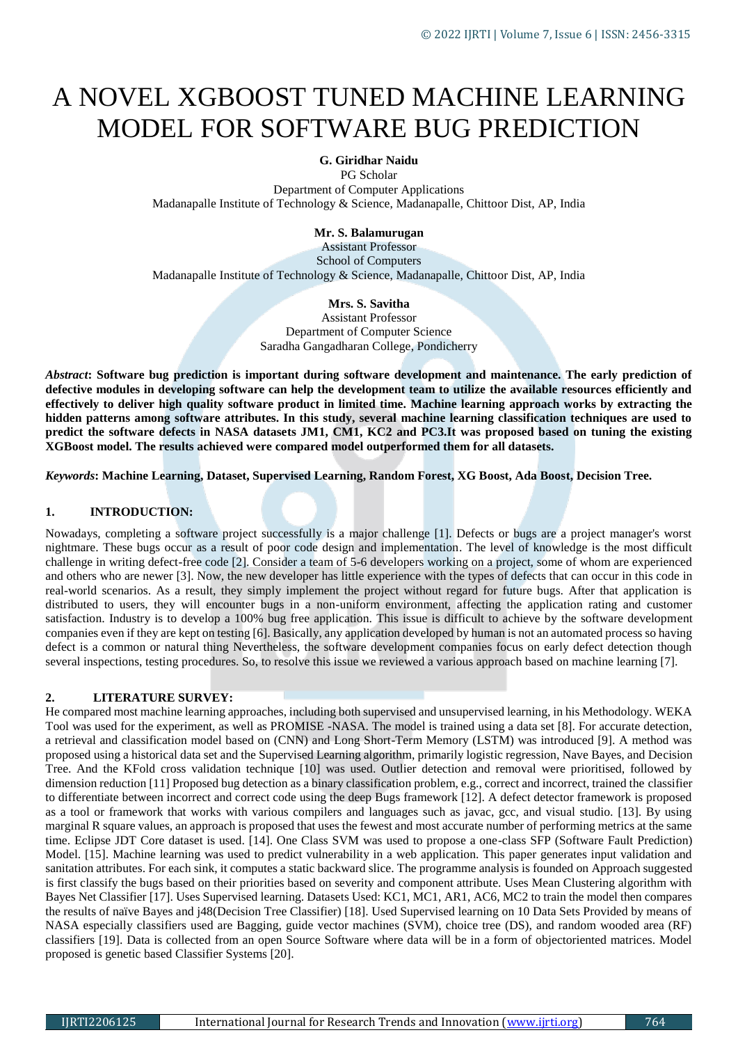# A NOVEL XGBOOST TUNED MACHINE LEARNING MODEL FOR SOFTWARE BUG PREDICTION

**G. Giridhar Naidu**
PG Scholar
Department of Computer Applications
Madanapalle Institute of Technology & Science, Madanapalle, Chittoor Dist, AP, India

**Mr. S. Balamurugan**
Assistant Professor
School of Computers
Madanapalle Institute of Technology & Science, Madanapalle, Chittoor Dist, AP, India

**Mrs. S. Savitha**
Assistant Professor
Department of Computer Science
Saradha Gangadharan College, Pondicherry

***Abstract*: Software bug prediction is important during software development and maintenance. The early prediction of defective modules in developing software can help the development team to utilize the available resources efficiently and effectively to deliver high quality software product in limited time. Machine learning approach works by extracting the hidden patterns among software attributes. In this study, several machine learning classification techniques are used to predict the software defects in NASA datasets JM1, CM1, KC2 and PC3.It was proposed based on tuning the existing XGBoost model. The results achieved were compared model outperformed them for all datasets.**

***Keywords*: Machine Learning, Dataset, Supervised Learning, Random Forest, XG Boost, Ada Boost, Decision Tree.**

## 1. INTRODUCTION:

Nowadays, completing a software project successfully is a major challenge [1]. Defects or bugs are a project manager's worst nightmare. These bugs occur as a result of poor code design and implementation. The level of knowledge is the most difficult challenge in writing defect-free code [2]. Consider a team of 5-6 developers working on a project, some of whom are experienced and others who are newer [3]. Now, the new developer has little experience with the types of defects that can occur in this code in real-world scenarios. As a result, they simply implement the project without regard for future bugs. After that application is distributed to users, they will encounter bugs in a non-uniform environment, affecting the application rating and customer satisfaction. Industry is to develop a 100% bug free application. This issue is difficult to achieve by the software development companies even if they are kept on testing [6]. Basically, any application developed by human is not an automated process so having defect is a common or natural thing Nevertheless, the software development companies focus on early defect detection though several inspections, testing procedures. So, to resolve this issue we reviewed a various approach based on machine learning [7].

## 2. LITERATURE SURVEY:

He compared most machine learning approaches, including both supervised and unsupervised learning, in his Methodology. WEKA Tool was used for the experiment, as well as PROMISE -NASA. The model is trained using a data set [8]. For accurate detection, a retrieval and classification model based on (CNN) and Long Short-Term Memory (LSTM) was introduced [9]. A method was proposed using a historical data set and the Supervised Learning algorithm, primarily logistic regression, Nave Bayes, and Decision Tree. And the KFold cross validation technique [10] was used. Outlier detection and removal were prioritised, followed by dimension reduction [11] Proposed bug detection as a binary classification problem, e.g., correct and incorrect, trained the classifier to differentiate between incorrect and correct code using the deep Bugs framework [12]. A defect detector framework is proposed as a tool or framework that works with various compilers and languages such as javac, gcc, and visual studio. [13]. By using marginal R square values, an approach is proposed that uses the fewest and most accurate number of performing metrics at the same time. Eclipse JDT Core dataset is used. [14]. One Class SVM was used to propose a one-class SFP (Software Fault Prediction) Model. [15]. Machine learning was used to predict vulnerability in a web application. This paper generates input validation and sanitation attributes. For each sink, it computes a static backward slice. The programme analysis is founded on Approach suggested is first classify the bugs based on their priorities based on severity and component attribute. Uses Mean Clustering algorithm with Bayes Net Classifier [17]. Uses Supervised learning. Datasets Used: KC1, MC1, AR1, AC6, MC2 to train the model then compares the results of naïve Bayes and j48(Decision Tree Classifier) [18]. Used Supervised learning on 10 Data Sets Provided by means of NASA especially classifiers used are Bagging, guide vector machines (SVM), choice tree (DS), and random wooded area (RF) classifiers [19]. Data is collected from an open Source Software where data will be in a form of objectoriented matrices. Model proposed is genetic based Classifier Systems [20].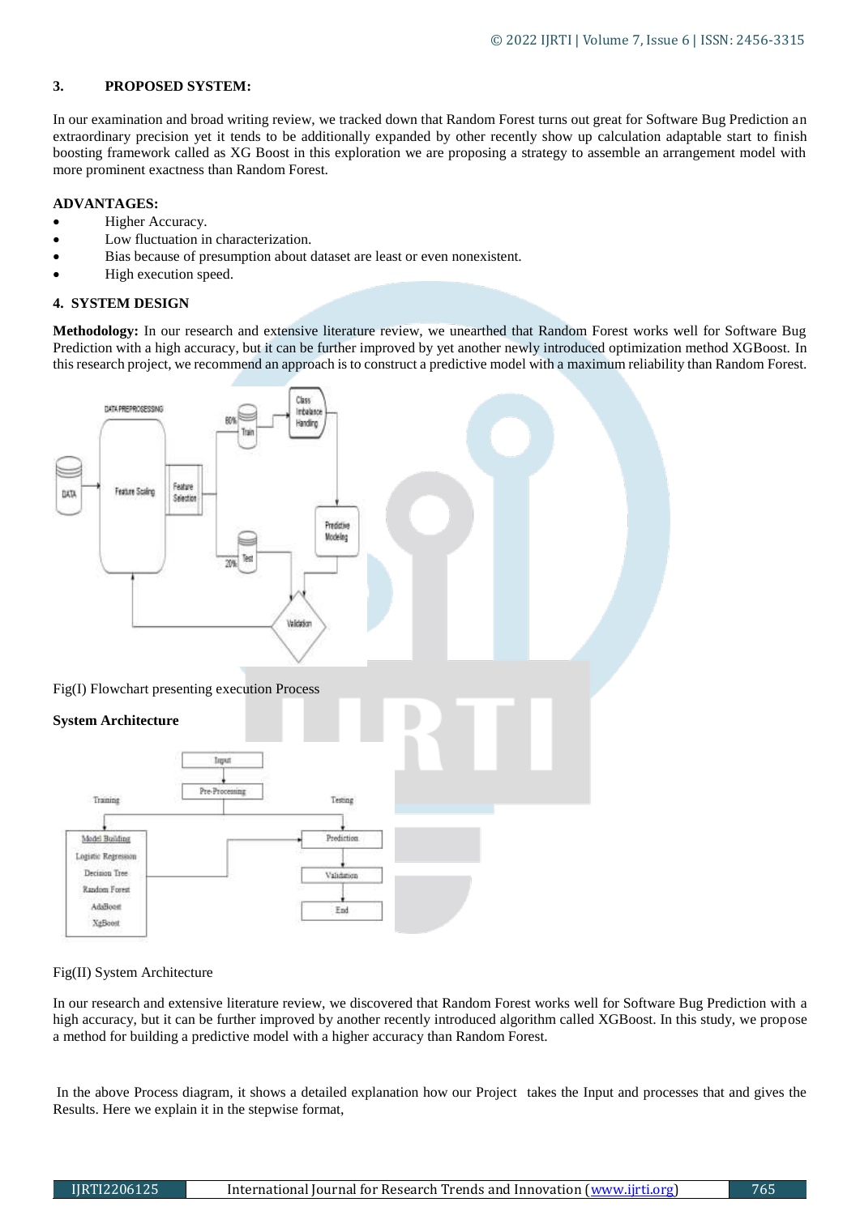## 3. PROPOSED SYSTEM:

In our examination and broad writing review, we tracked down that Random Forest turns out great for Software Bug Prediction an extraordinary precision yet it tends to be additionally expanded by other recently show up calculation adaptable start to finish boosting framework called as XG Boost in this exploration we are proposing a strategy to assemble an arrangement model with more prominent exactness than Random Forest.

**ADVANTAGES:**

- Higher Accuracy.
- Low fluctuation in characterization.
- Bias because of presumption about dataset are least or even nonexistent.
- High execution speed.

## 4. SYSTEM DESIGN

**Methodology:** In our research and extensive literature review, we unearthed that Random Forest works well for Software Bug Prediction with a high accuracy, but it can be further improved by yet another newly introduced optimization method XGBoost. In this research project, we recommend an approach is to construct a predictive model with a maximum reliability than Random Forest.

Fig(I) Flowchart presenting execution Process

**System Architecture**

Fig(II) System Architecture

In our research and extensive literature review, we discovered that Random Forest works well for Software Bug Prediction with a high accuracy, but it can be further improved by another recently introduced algorithm called XGBoost. In this study, we propose a method for building a predictive model with a higher accuracy than Random Forest.

In the above Process diagram, it shows a detailed explanation how our Project takes the Input and processes that and gives the Results. Here we explain it in the stepwise format,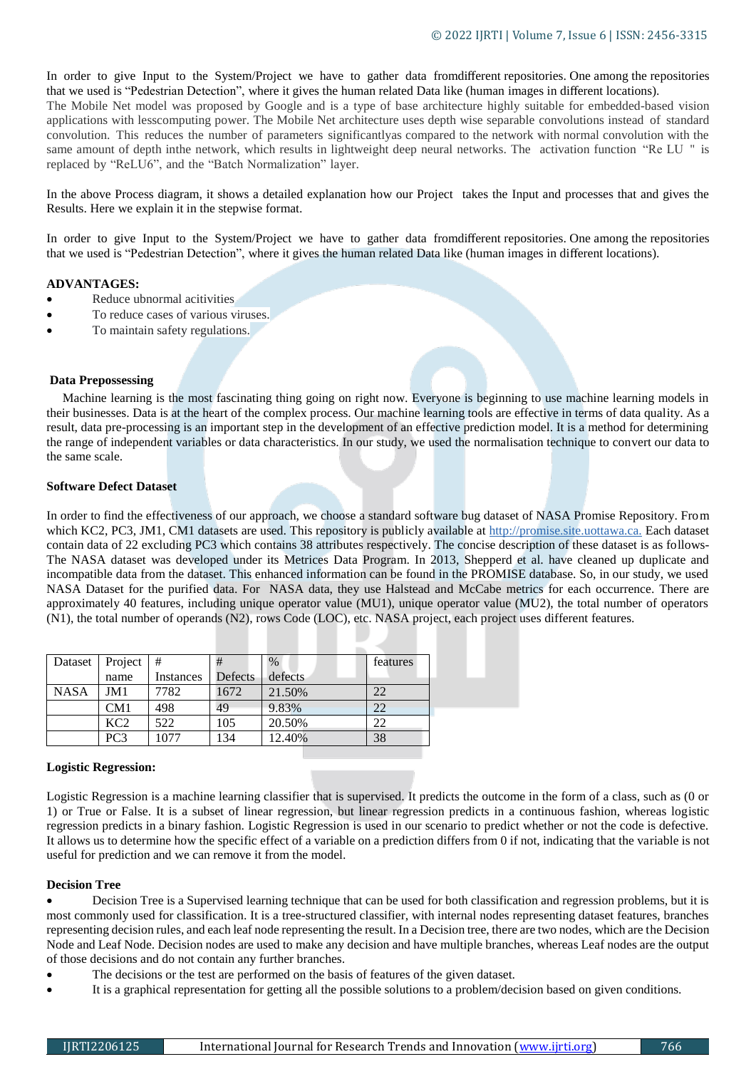In order to give Input to the System/Project we have to gather data fromdifferent repositories. One among the repositories that we used is "Pedestrian Detection", where it gives the human related Data like (human images in different locations).

The Mobile Net model was proposed by Google and is a type of base architecture highly suitable for embedded-based vision applications with lesscomputing power. The Mobile Net architecture uses depth wise separable convolutions instead of standard convolution. This reduces the number of parameters significantlyas compared to the network with normal convolution with the same amount of depth inthe network, which results in lightweight deep neural networks. The activation function "Re LU " is replaced by "ReLU6", and the "Batch Normalization" layer.

In the above Process diagram, it shows a detailed explanation how our Project takes the Input and processes that and gives the Results. Here we explain it in the stepwise format.

In order to give Input to the System/Project we have to gather data fromdifferent repositories. One among the repositories that we used is "Pedestrian Detection", where it gives the human related Data like (human images in different locations).

**ADVANTAGES:**

- Reduce ubnormal acitivities
- To reduce cases of various viruses.
- To maintain safety regulations.

**Data Prepossessing**

Machine learning is the most fascinating thing going on right now. Everyone is beginning to use machine learning models in their businesses. Data is at the heart of the complex process. Our machine learning tools are effective in terms of data quality. As a result, data pre-processing is an important step in the development of an effective prediction model. It is a method for determining the range of independent variables or data characteristics. In our study, we used the normalisation technique to convert our data to the same scale.

**Software Defect Dataset**

In order to find the effectiveness of our approach, we choose a standard software bug dataset of NASA Promise Repository. From which KC2, PC3, JM1, CM1 datasets are used. This repository is publicly available at http://promise.site.uottawa.ca. Each dataset contain data of 22 excluding PC3 which contains 38 attributes respectively. The concise description of these dataset is as follows- The NASA dataset was developed under its Metrices Data Program. In 2013, Shepperd et al. have cleaned up duplicate and incompatible data from the dataset. This enhanced information can be found in the PROMISE database. So, in our study, we used NASA Dataset for the purified data. For NASA data, they use Halstead and McCabe metrics for each occurrence. There are approximately 40 features, including unique operator value (MU1), unique operator value (MU2), the total number of operators (N1), the total number of operands (N2), rows Code (LOC), etc. NASA project, each project uses different features.

| Dataset | Project name | # Instances | # Defects | % defects | features |
|---|---|---|---|---|---|
| NASA | JM1 | 7782 | 1672 | 21.50% | 22 |
| | CM1 | 498 | 49 | 9.83% | 22 |
| | KC2 | 522 | 105 | 20.50% | 22 |
| | PC3 | 1077 | 134 | 12.40% | 38 |

**Logistic Regression:**

Logistic Regression is a machine learning classifier that is supervised. It predicts the outcome in the form of a class, such as (0 or 1) or True or False. It is a subset of linear regression, but linear regression predicts in a continuous fashion, whereas logistic regression predicts in a binary fashion. Logistic Regression is used in our scenario to predict whether or not the code is defective. It allows us to determine how the specific effect of a variable on a prediction differs from 0 if not, indicating that the variable is not useful for prediction and we can remove it from the model.

**Decision Tree**

- Decision Tree is a Supervised learning technique that can be used for both classification and regression problems, but it is most commonly used for classification. It is a tree-structured classifier, with internal nodes representing dataset features, branches representing decision rules, and each leaf node representing the result. In a Decision tree, there are two nodes, which are the Decision Node and Leaf Node. Decision nodes are used to make any decision and have multiple branches, whereas Leaf nodes are the output of those decisions and do not contain any further branches.
- The decisions or the test are performed on the basis of features of the given dataset.
- It is a graphical representation for getting all the possible solutions to a problem/decision based on given conditions.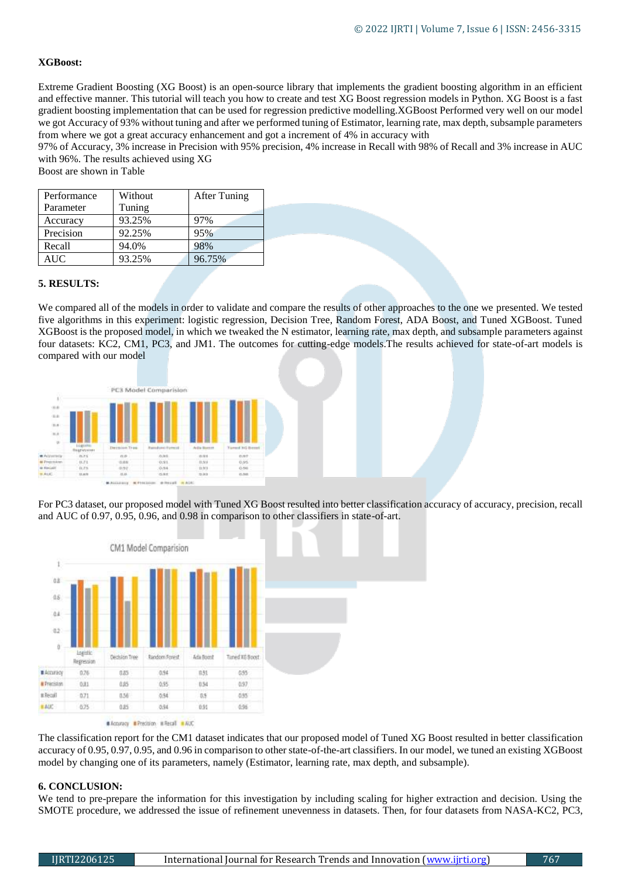**XGBoost:**

Extreme Gradient Boosting (XG Boost) is an open-source library that implements the gradient boosting algorithm in an efficient and effective manner. This tutorial will teach you how to create and test XG Boost regression models in Python. XG Boost is a fast gradient boosting implementation that can be used for regression predictive modelling.XGBoost Performed very well on our model we got Accuracy of 93% without tuning and after we performed tuning of Estimator, learning rate, max depth, subsample parameters from where we got a great accuracy enhancement and got a increment of 4% in accuracy with
97% of Accuracy, 3% increase in Precision with 95% precision, 4% increase in Recall with 98% of Recall and 3% increase in AUC with 96%. The results achieved using XG
Boost are shown in Table

| Performance Parameter | Without Tuning | After Tuning |
|---|---|---|
| Accuracy | 93.25% | 97% |
| Precision | 92.25% | 95% |
| Recall | 94.0% | 98% |
| AUC | 93.25% | 96.75% |

**5. RESULTS:**

We compared all of the models in order to validate and compare the results of other approaches to the one we presented. We tested five algorithms in this experiment: logistic regression, Decision Tree, Random Forest, ADA Boost, and Tuned XGBoost. Tuned XGBoost is the proposed model, in which we tweaked the N estimator, learning rate, max depth, and subsample parameters against four datasets: KC2, CM1, PC3, and JM1. The outcomes for cutting-edge models.The results achieved for state-of-art models is compared with our model

For PC3 dataset, our proposed model with Tuned XG Boost resulted into better classification accuracy of accuracy, precision, recall and AUC of 0.97, 0.95, 0.96, and 0.98 in comparison to other classifiers in state-of-art.

The classification report for the CM1 dataset indicates that our proposed model of Tuned XG Boost resulted in better classification accuracy of 0.95, 0.97, 0.95, and 0.96 in comparison to other state-of-the-art classifiers. In our model, we tuned an existing XGBoost model by changing one of its parameters, namely (Estimator, learning rate, max depth, and subsample).

**6. CONCLUSION:**

We tend to pre-prepare the information for this investigation by including scaling for higher extraction and decision. Using the SMOTE procedure, we addressed the issue of refinement unevenness in datasets. Then, for four datasets from NASA-KC2, PC3,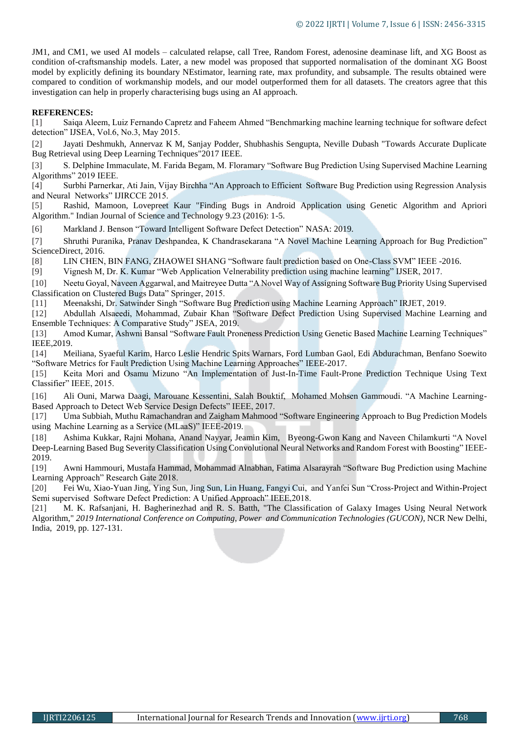JM1, and CM1, we used AI models – calculated relapse, call Tree, Random Forest, adenosine deaminase lift, and XG Boost as condition of-craftsmanship models. Later, a new model was proposed that supported normalisation of the dominant XG Boost model by explicitly defining its boundary NEstimator, learning rate, max profundity, and subsample. The results obtained were compared to condition of workmanship models, and our model outperformed them for all datasets. The creators agree that this investigation can help in properly characterising bugs using an AI approach.

**REFERENCES:**

[1] Saiqa Aleem, Luiz Fernando Capretz and Faheem Ahmed "Benchmarking machine learning technique for software defect detection" IJSEA, Vol.6, No.3, May 2015.

[2] Jayati Deshmukh, Annervaz K M, Sanjay Podder, Shubhashis Sengupta, Neville Dubash "Towards Accurate Duplicate Bug Retrieval using Deep Learning Techniques"2017 IEEE.

[3] S. Delphine Immaculate, M. Farida Begam, M. Floramary "Software Bug Prediction Using Supervised Machine Learning Algorithms" 2019 IEEE.

[4] Surbhi Parnerkar, Ati Jain, Vijay Birchha "An Approach to Efficient Software Bug Prediction using Regression Analysis and Neural Networks" IJIRCCE 2015.

[5] Rashid, Mamoon, Lovepreet Kaur "Finding Bugs in Android Application using Genetic Algorithm and Apriori Algorithm." Indian Journal of Science and Technology 9.23 (2016): 1-5.

[6] Markland J. Benson "Toward Intelligent Software Defect Detection" NASA: 2019.

[7] Shruthi Puranika, Pranav Deshpandea, K Chandrasekarana "A Novel Machine Learning Approach for Bug Prediction" ScienceDirect, 2016.

[8] LIN CHEN, BIN FANG, ZHAOWEI SHANG "Software fault prediction based on One-Class SVM" IEEE -2016.

[9] Vignesh M, Dr. K. Kumar "Web Application Velnerability prediction using machine learning" IJSER, 2017.

[10] Neetu Goyal, Naveen Aggarwal, and Maitreyee Dutta "A Novel Way of Assigning Software Bug Priority Using Supervised Classification on Clustered Bugs Data" Springer, 2015.

[11] Meenakshi, Dr. Satwinder Singh "Software Bug Prediction using Machine Learning Approach" IRJET, 2019.

[12] Abdullah Alsaeedi, Mohammad, Zubair Khan "Software Defect Prediction Using Supervised Machine Learning and Ensemble Techniques: A Comparative Study" JSEA, 2019.

[13] Amod Kumar, Ashwni Bansal "Software Fault Proneness Prediction Using Genetic Based Machine Learning Techniques" IEEE,2019.

[14] Meiliana, Syaeful Karim, Harco Leslie Hendric Spits Warnars, Ford Lumban Gaol, Edi Abdurachman, Benfano Soewito "Software Metrics for Fault Prediction Using Machine Learning Approaches" IEEE-2017.

[15] Keita Mori and Osamu Mizuno "An Implementation of Just-In-Time Fault-Prone Prediction Technique Using Text Classifier" IEEE, 2015.

[16] Ali Ouni, Marwa Daagi, Marouane Kessentini, Salah Bouktif, Mohamed Mohsen Gammoudi. "A Machine Learning-Based Approach to Detect Web Service Design Defects" IEEE, 2017.

[17] Uma Subbiah, Muthu Ramachandran and Zaigham Mahmood "Software Engineering Approach to Bug Prediction Models using Machine Learning as a Service (MLaaS)" IEEE-2019.

[18] Ashima Kukkar, Rajni Mohana, Anand Nayyar, Jeamin Kim, Byeong-Gwon Kang and Naveen Chilamkurti "A Novel Deep-Learning Based Bug Severity Classification Using Convolutional Neural Networks and Random Forest with Boosting" IEEE-2019.

[19] Awni Hammouri, Mustafa Hammad, Mohammad Alnabhan, Fatima Alsarayrah "Software Bug Prediction using Machine Learning Approach" Research Gate 2018.

[20] Fei Wu, Xiao-Yuan Jing, Ying Sun, Jing Sun, Lin Huang, Fangyi Cui, and Yanfei Sun "Cross-Project and Within-Project Semi supervised Software Defect Prediction: A Unified Approach" IEEE,2018.

[21] M. K. Rafsanjani, H. Bagherinezhad and R. S. Batth, "The Classification of Galaxy Images Using Neural Network Algorithm," *2019 International Conference on Computing, Power and Communication Technologies (GUCON)*, NCR New Delhi, India, 2019, pp. 127-131.